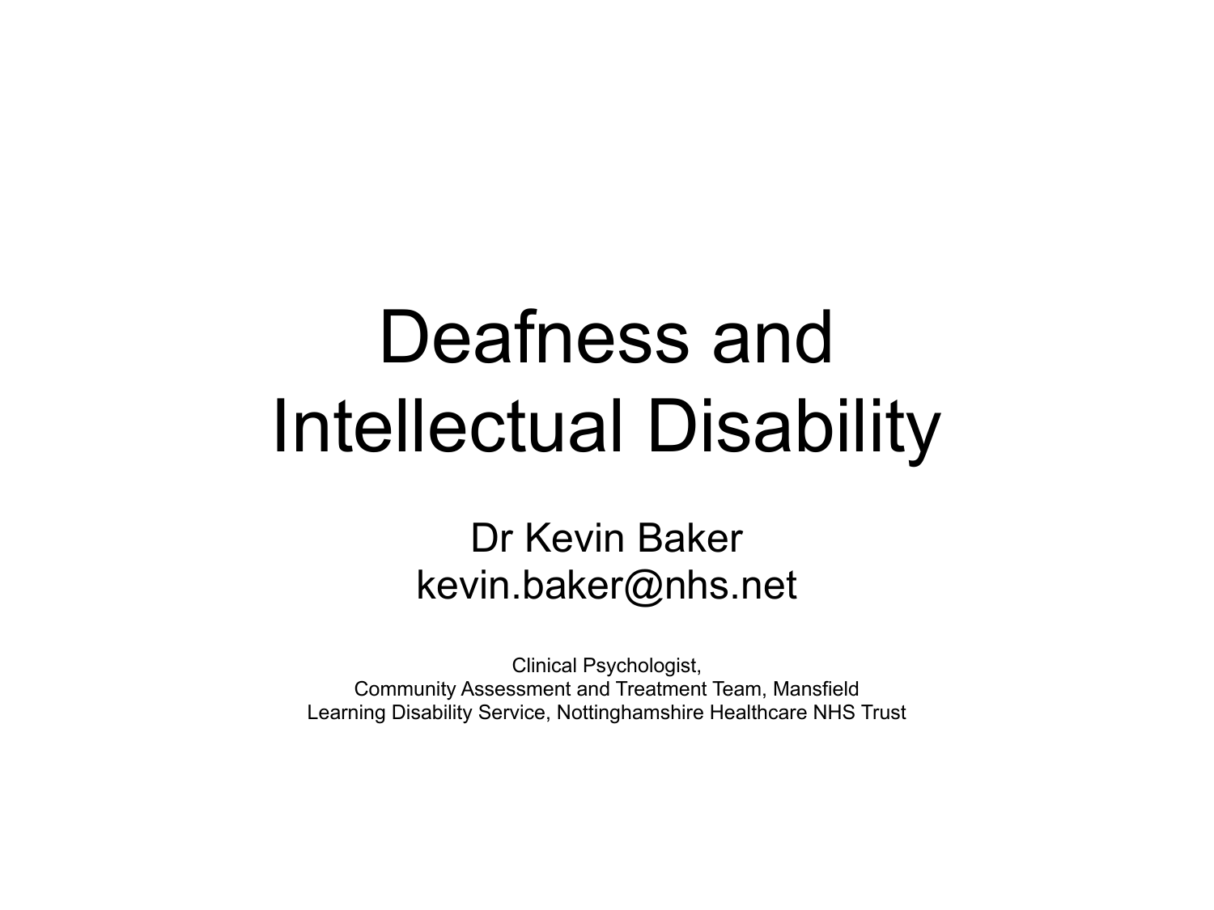# Deafness and Intellectual Disability

Dr Kevin Baker
kevin.baker@nhs.net

Clinical Psychologist,
Community Assessment and Treatment Team, Mansfield
Learning Disability Service, Nottinghamshire Healthcare NHS Trust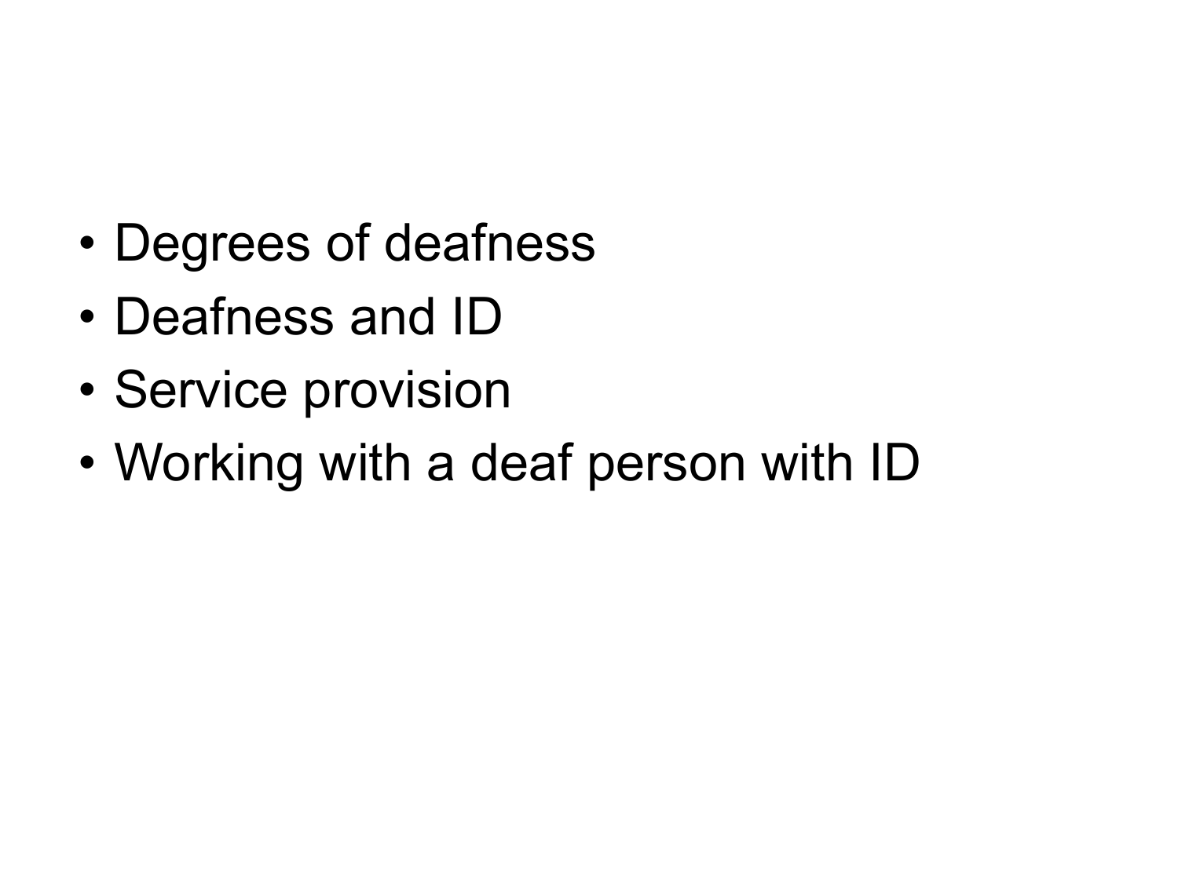- Degrees of deafness
- Deafness and ID
- Service provision
- Working with a deaf person with ID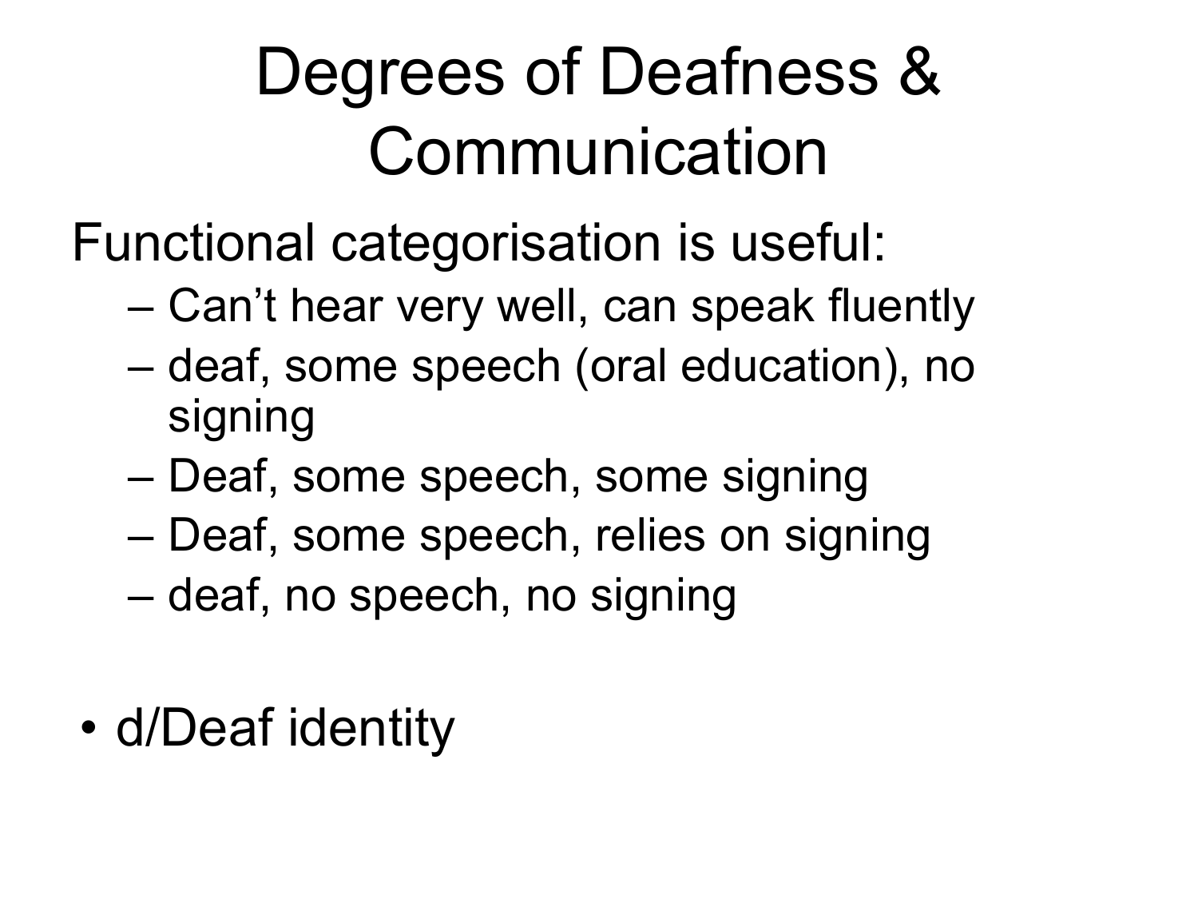# Degrees of Deafness & Communication

Functional categorisation is useful:

- Can't hear very well, can speak fluently
- deaf, some speech (oral education), no signing
- Deaf, some speech, some signing
- Deaf, some speech, relies on signing
- deaf, no speech, no signing

- d/Deaf identity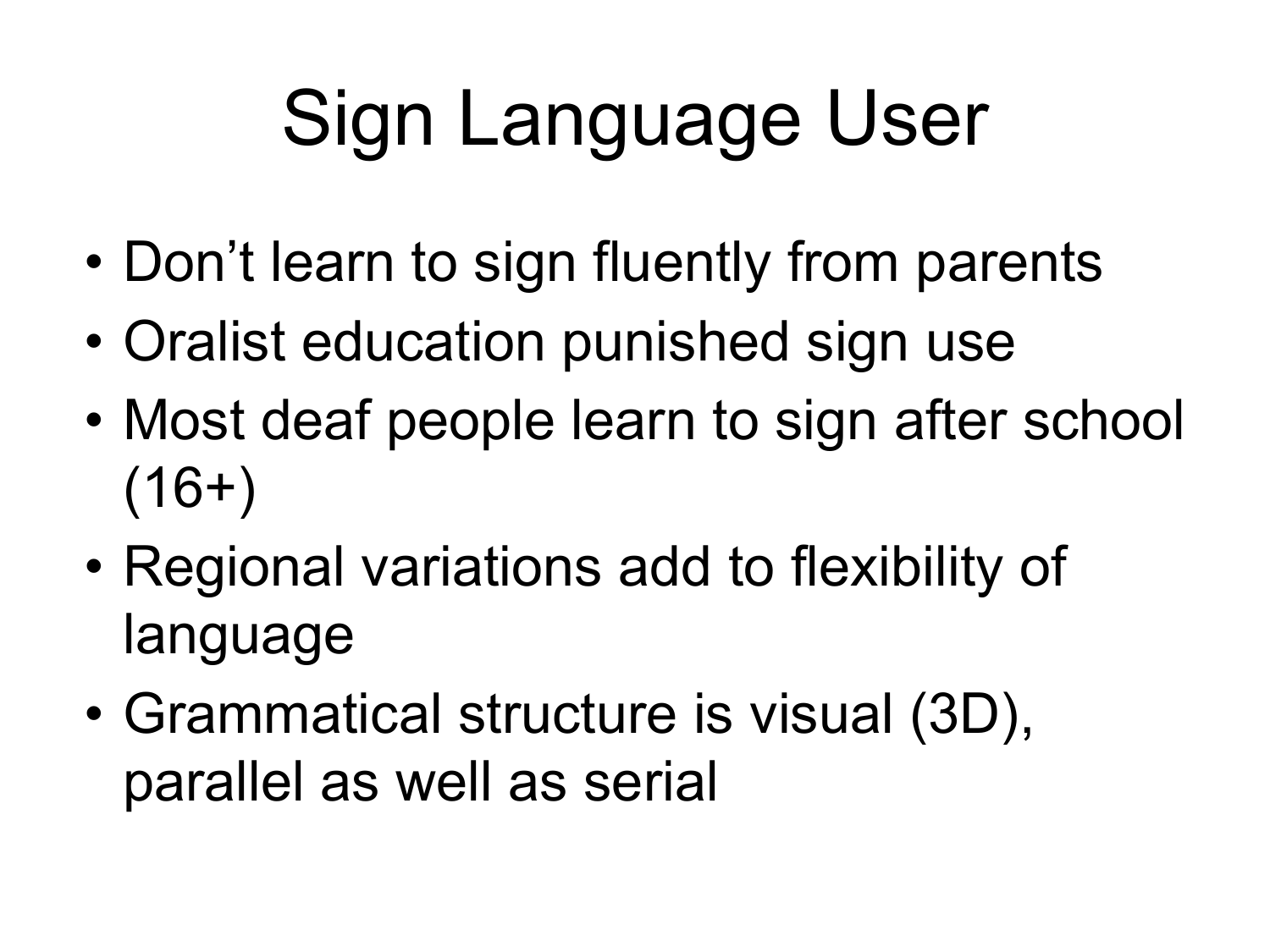# Sign Language User

- Don’t learn to sign fluently from parents
- Oralist education punished sign use
- Most deaf people learn to sign after school (16+)
- Regional variations add to flexibility of language
- Grammatical structure is visual (3D), parallel as well as serial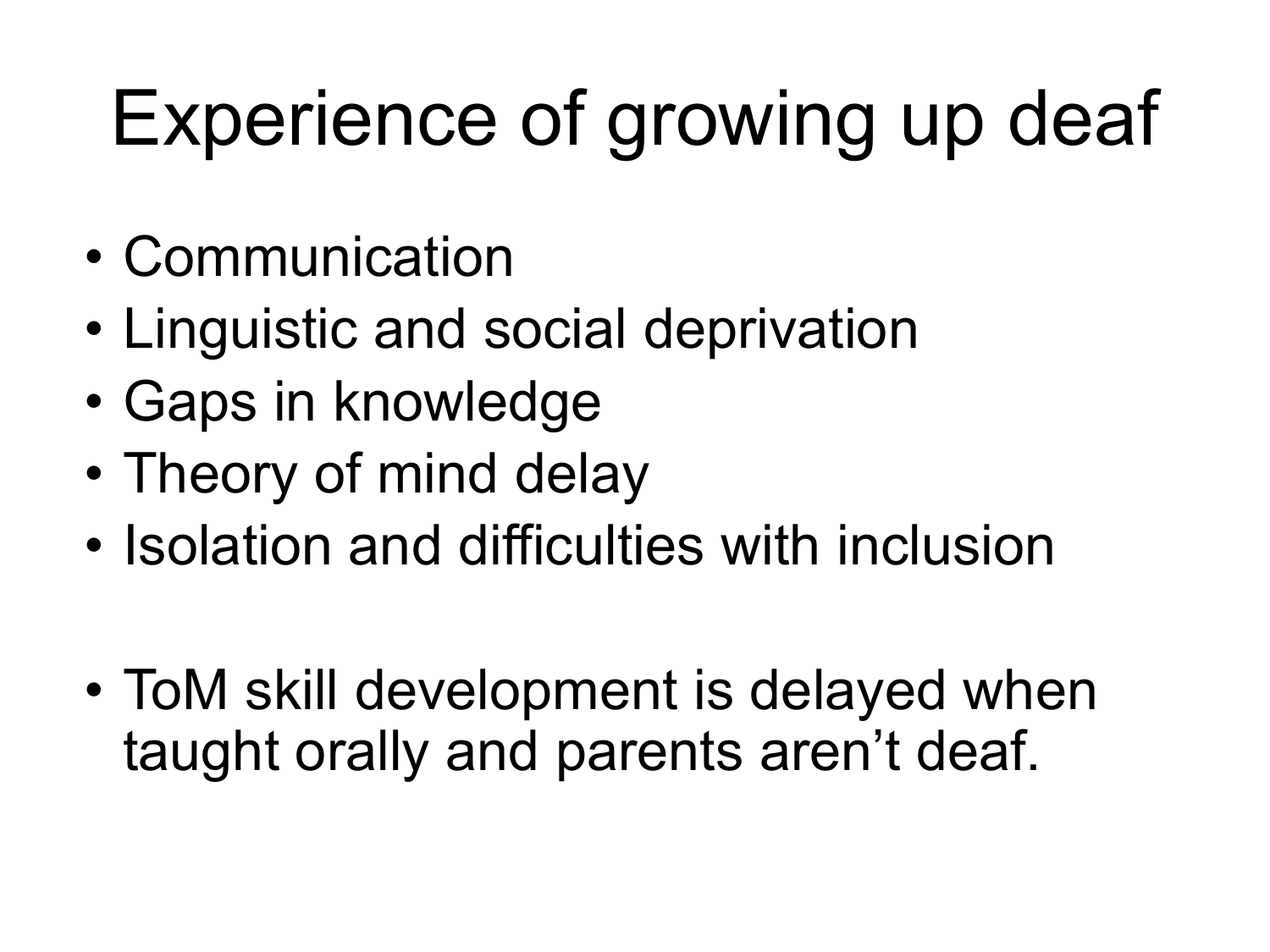# Experience of growing up deaf

- Communication
- Linguistic and social deprivation
- Gaps in knowledge
- Theory of mind delay
- Isolation and difficulties with inclusion

- ToM skill development is delayed when taught orally and parents aren't deaf.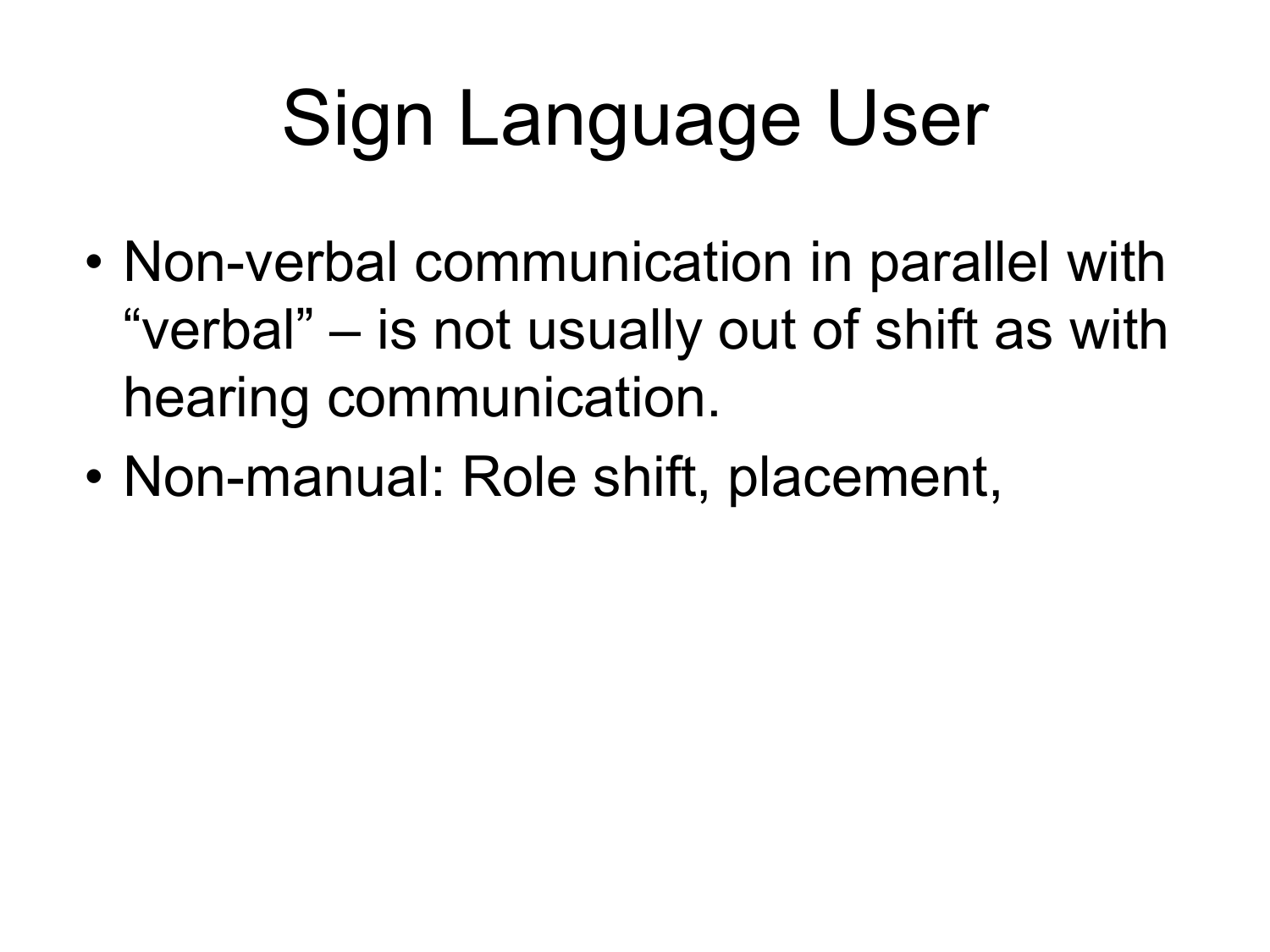# Sign Language User

- Non-verbal communication in parallel with "verbal" – is not usually out of shift as with hearing communication.
- Non-manual: Role shift, placement,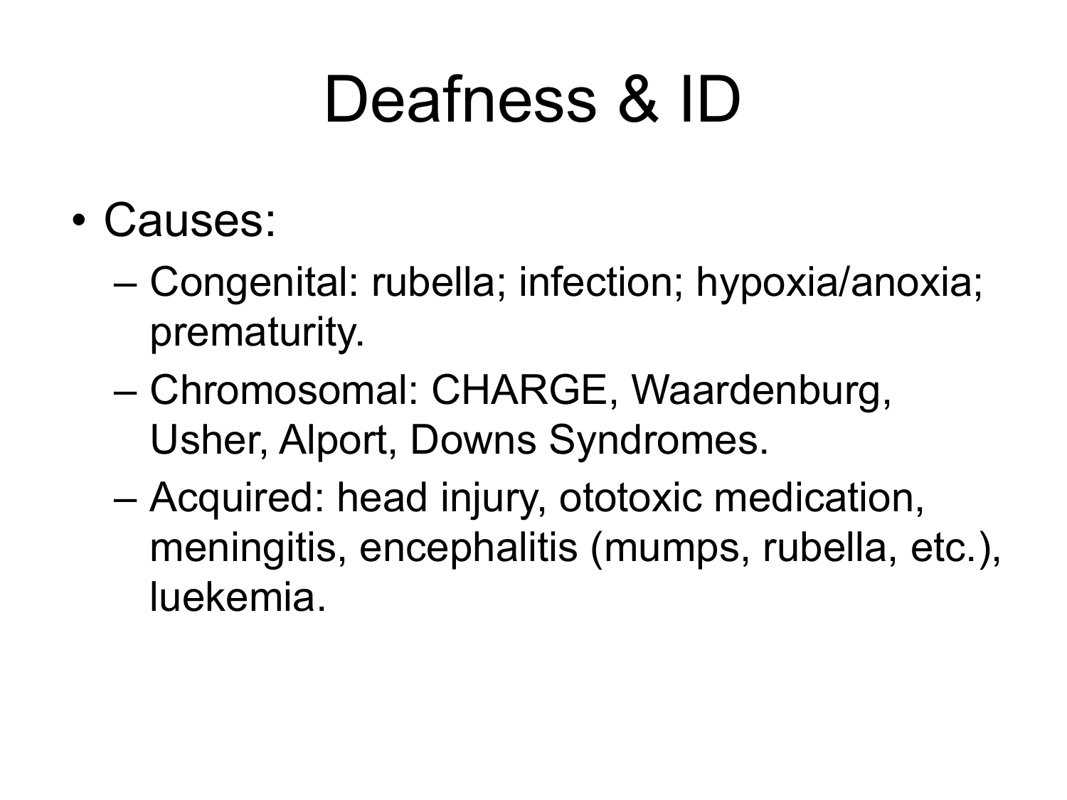# Deafness & ID

- Causes:
  - Congenital: rubella; infection; hypoxia/anoxia; prematurity.
  - Chromosomal: CHARGE, Waardenburg, Usher, Alport, Downs Syndromes.
  - Acquired: head injury, ototoxic medication, meningitis, encephalitis (mumps, rubella, etc.), luekemia.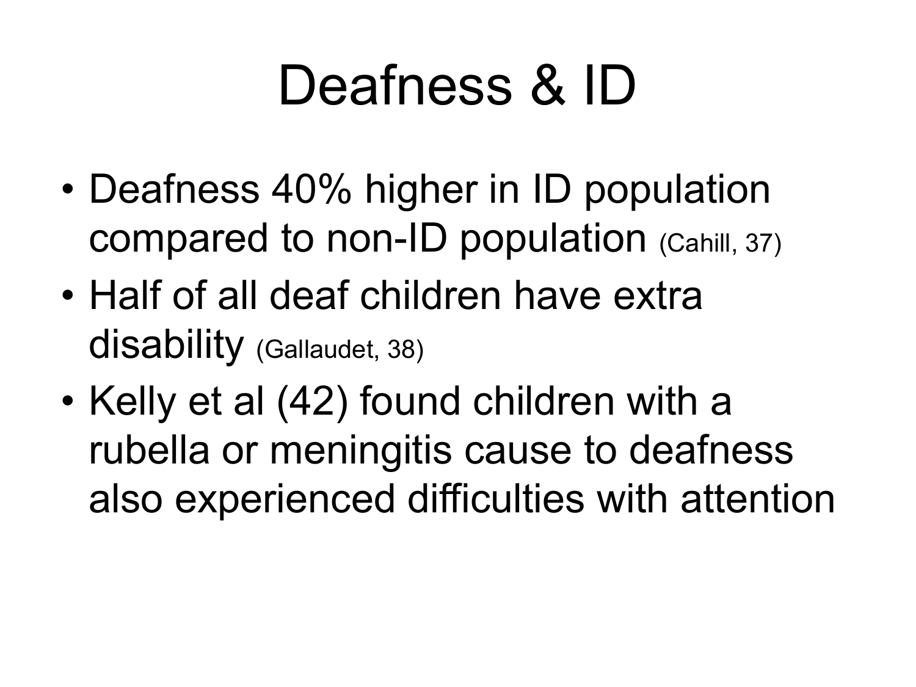# Deafness & ID

- Deafness 40% higher in ID population compared to non-ID population (Cahill, 37)
- Half of all deaf children have extra disability (Gallaudet, 38)
- Kelly et al (42) found children with a rubella or meningitis cause to deafness also experienced difficulties with attention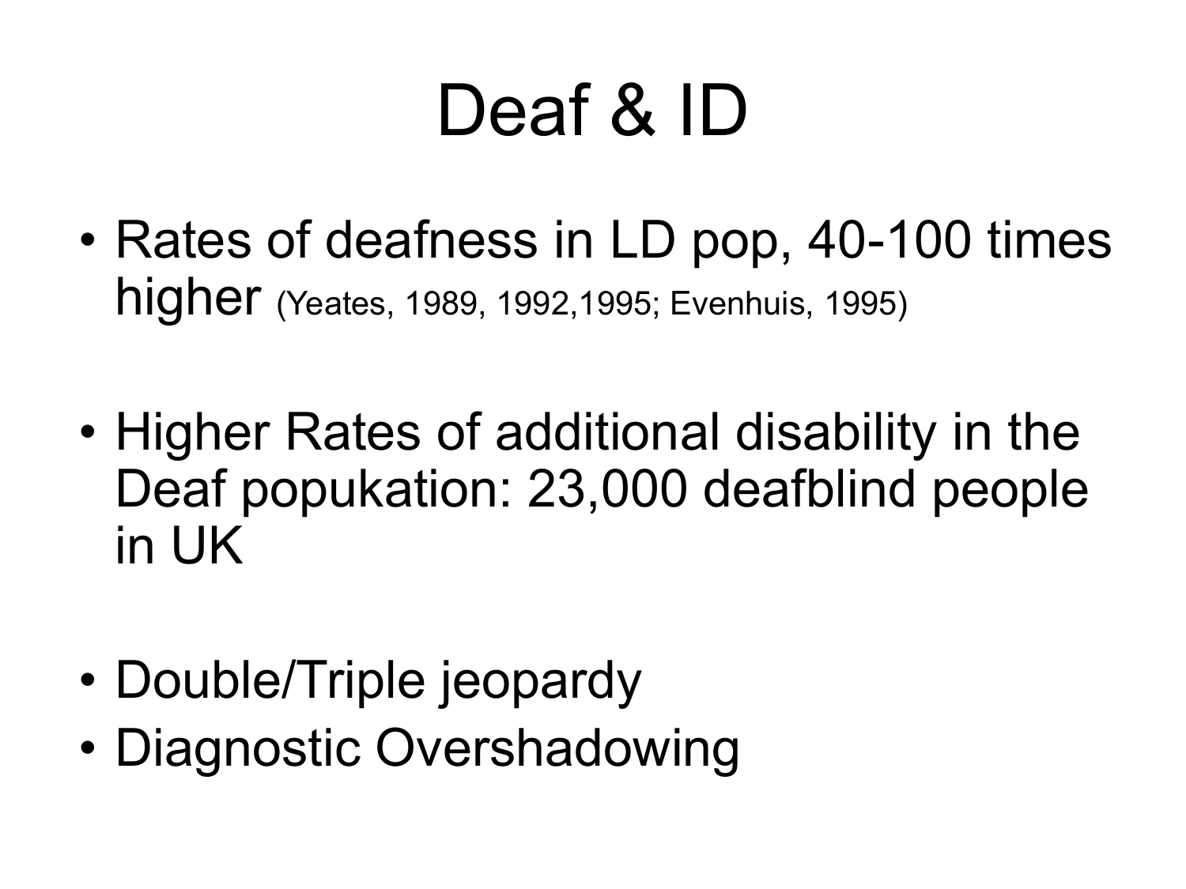# Deaf & ID

- Rates of deafness in LD pop, 40-100 times higher (Yeates, 1989, 1992,1995; Evenhuis, 1995)

- Higher Rates of additional disability in the Deaf popukation: 23,000 deafblind people in UK

- Double/Triple jeopardy
- Diagnostic Overshadowing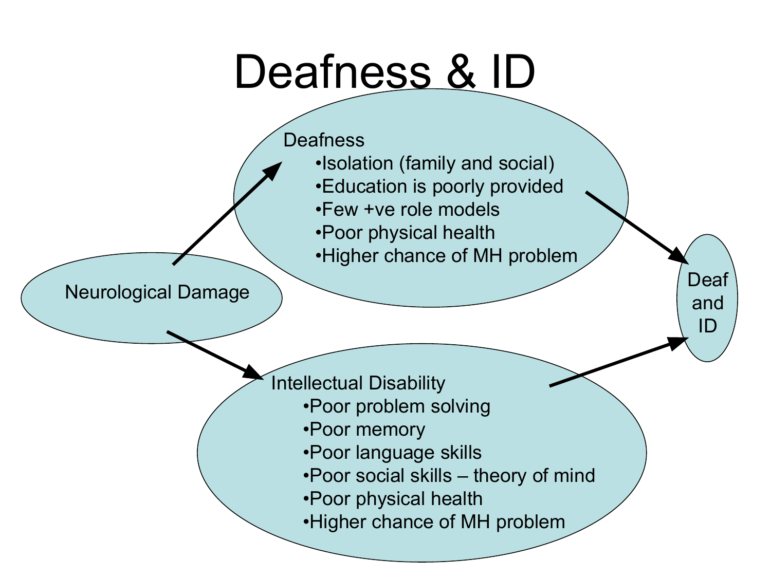# Deafness & ID

Neurological Damage

Deafness

- Isolation (family and social)
- Education is poorly provided
- Few +ve role models
- Poor physical health
- Higher chance of MH problem

Intellectual Disability

- Poor problem solving
- Poor memory
- Poor language skills
- Poor social skills – theory of mind
- Poor physical health
- Higher chance of MH problem

Deaf and ID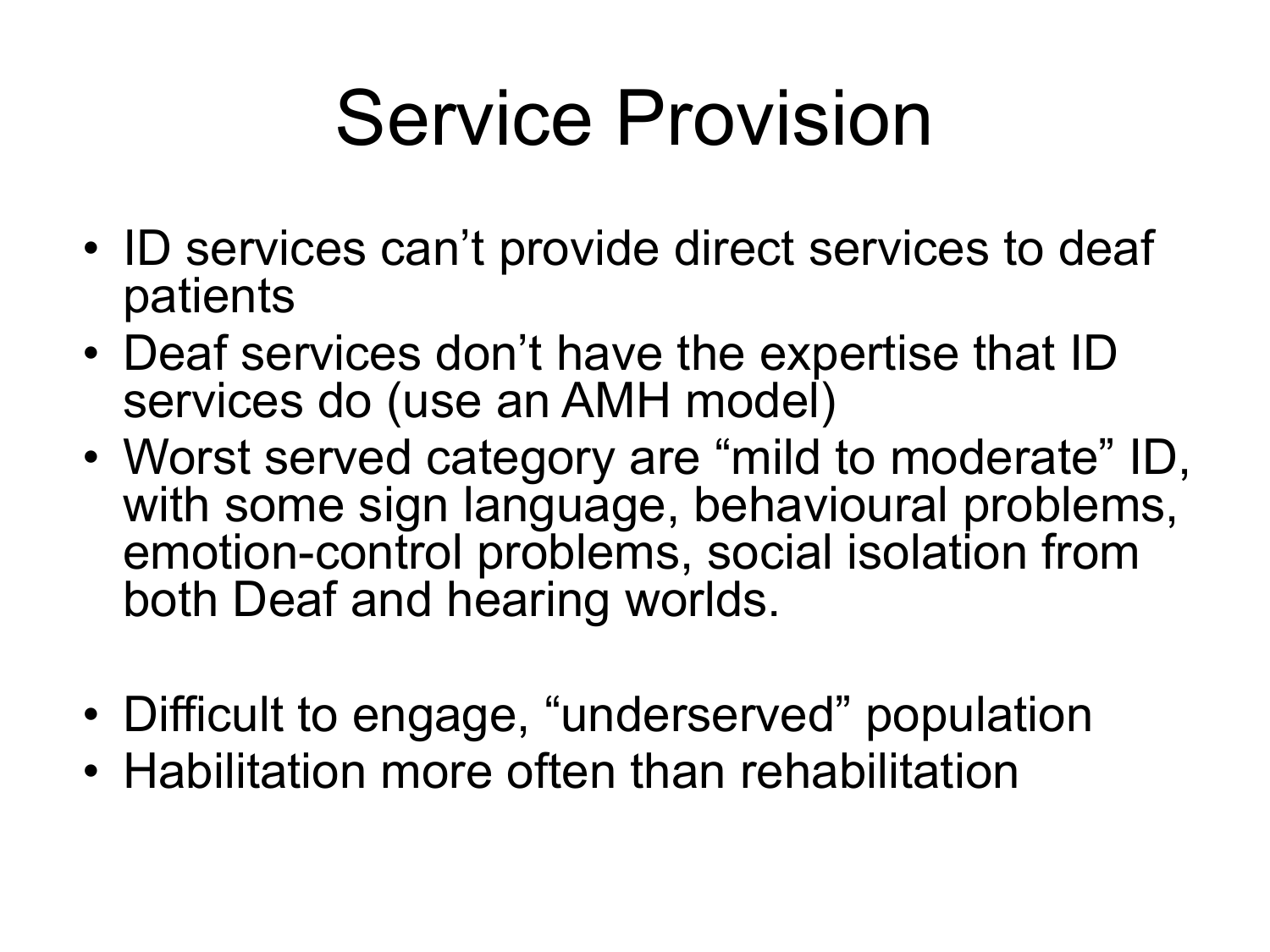# Service Provision

- ID services can't provide direct services to deaf patients
- Deaf services don't have the expertise that ID services do (use an AMH model)
- Worst served category are "mild to moderate" ID, with some sign language, behavioural problems, emotion-control problems, social isolation from both Deaf and hearing worlds.

- Difficult to engage, "underserved" population
- Habilitation more often than rehabilitation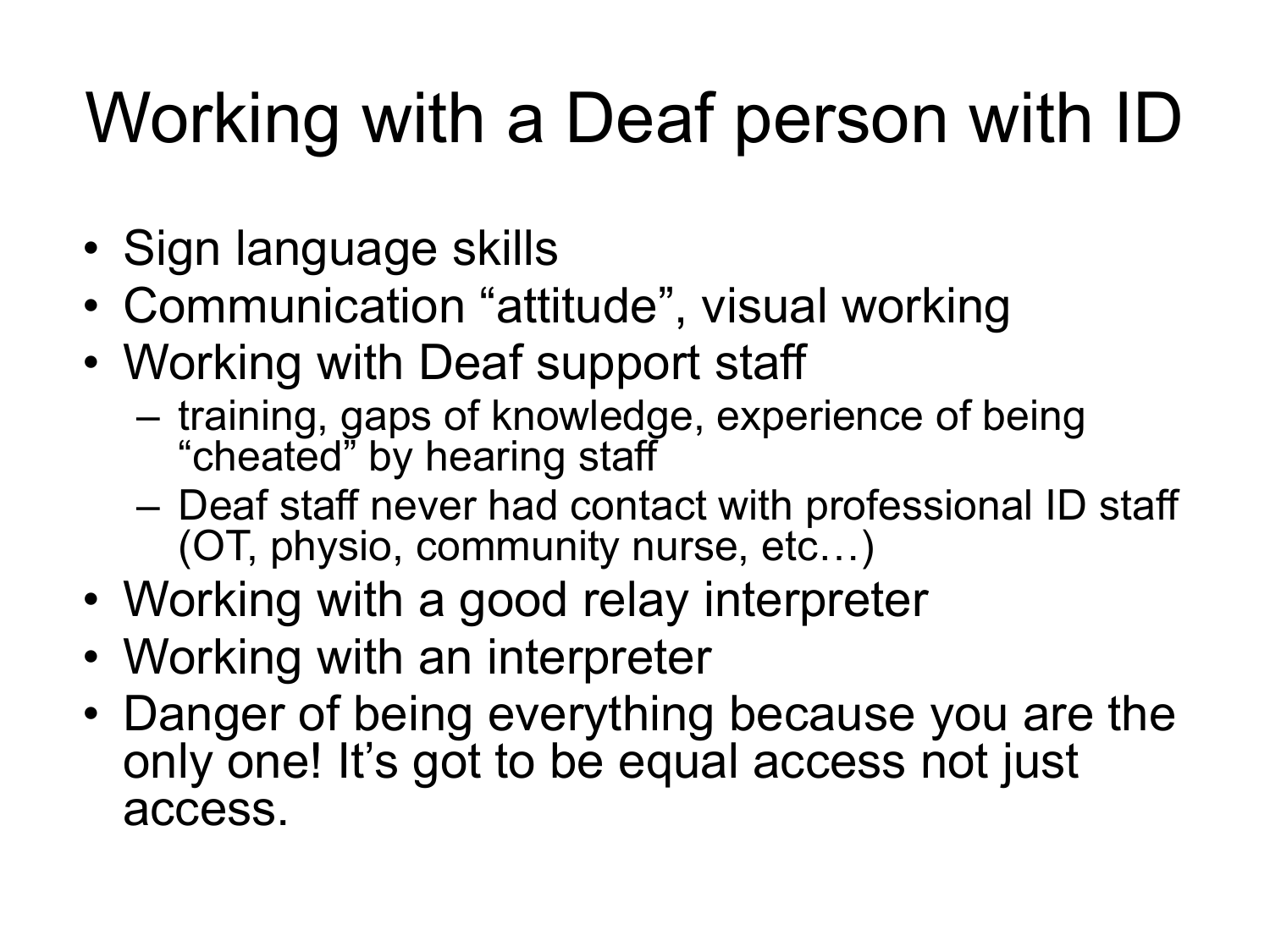# Working with a Deaf person with ID

- Sign language skills
- Communication "attitude", visual working
- Working with Deaf support staff
  - training, gaps of knowledge, experience of being "cheated" by hearing staff
  - Deaf staff never had contact with professional ID staff (OT, physio, community nurse, etc…)
- Working with a good relay interpreter
- Working with an interpreter
- Danger of being everything because you are the only one! It's got to be equal access not just access.